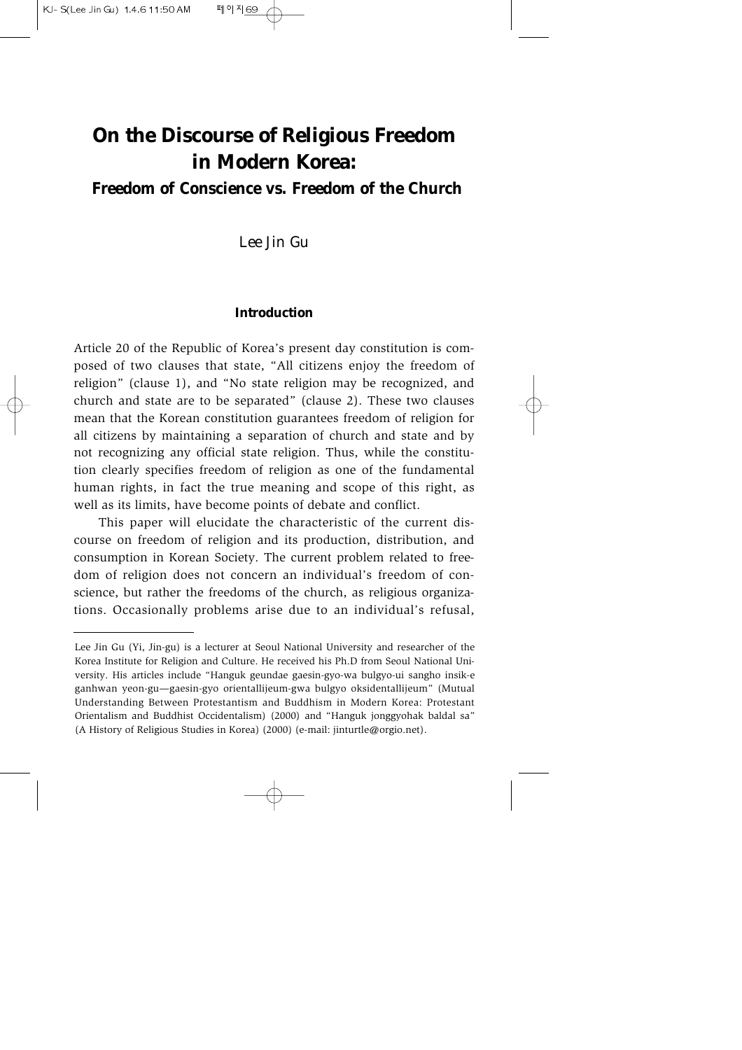# On the Discourse of Religious Freedom in Modern Korea:

## Freedom of Conscience vs. Freedom of the Church

Lee Jin Gu

### Introduction

Article 20 of the Republic of Korea's present day constitution is composed of two clauses that state, "All citizens enjoy the freedom of religion" (clause 1), and "No state religion may be recognized, and church and state are to be separated" (clause 2). These two clauses mean that the Korean constitution guarantees freedom of religion for all citizens by maintaining a separation of church and state and by not recognizing any official state religion. Thus, while the constitution clearly specifies freedom of religion as one of the fundamental human rights, in fact the true meaning and scope of this right, as well as its limits, have become points of debate and conflict.

This paper will elucidate the characteristic of the current discourse on freedom of religion and its production, distribution, and consumption in Korean Society. The current problem related to freedom of religion does not concern an individual's freedom of conscience, but rather the freedoms of the church, as religious organizations. Occasionally problems arise due to an individual's refusal,

---

Lee Jin Gu (Yi, Jin-gu) is a lecturer at Seoul National University and researcher of the Korea Institute for Religion and Culture. He received his Ph.D from Seoul National University. His articles include "Hanguk geundae gaesin-gyo-wa bulgyo-ui sangho insik-e ganhwan yeon-gu—gaesin-gyo orientallijeum-gwa bulgyo oksidentallijeum" (Mutual Understanding Between Protestantism and Buddhism in Modern Korea: Protestant Orientalism and Buddhist Occidentalism) (2000) and "Hanguk jonggyohak baldal sa" (A History of Religious Studies in Korea) (2000) (e-mail: jinturtle@orgio.net).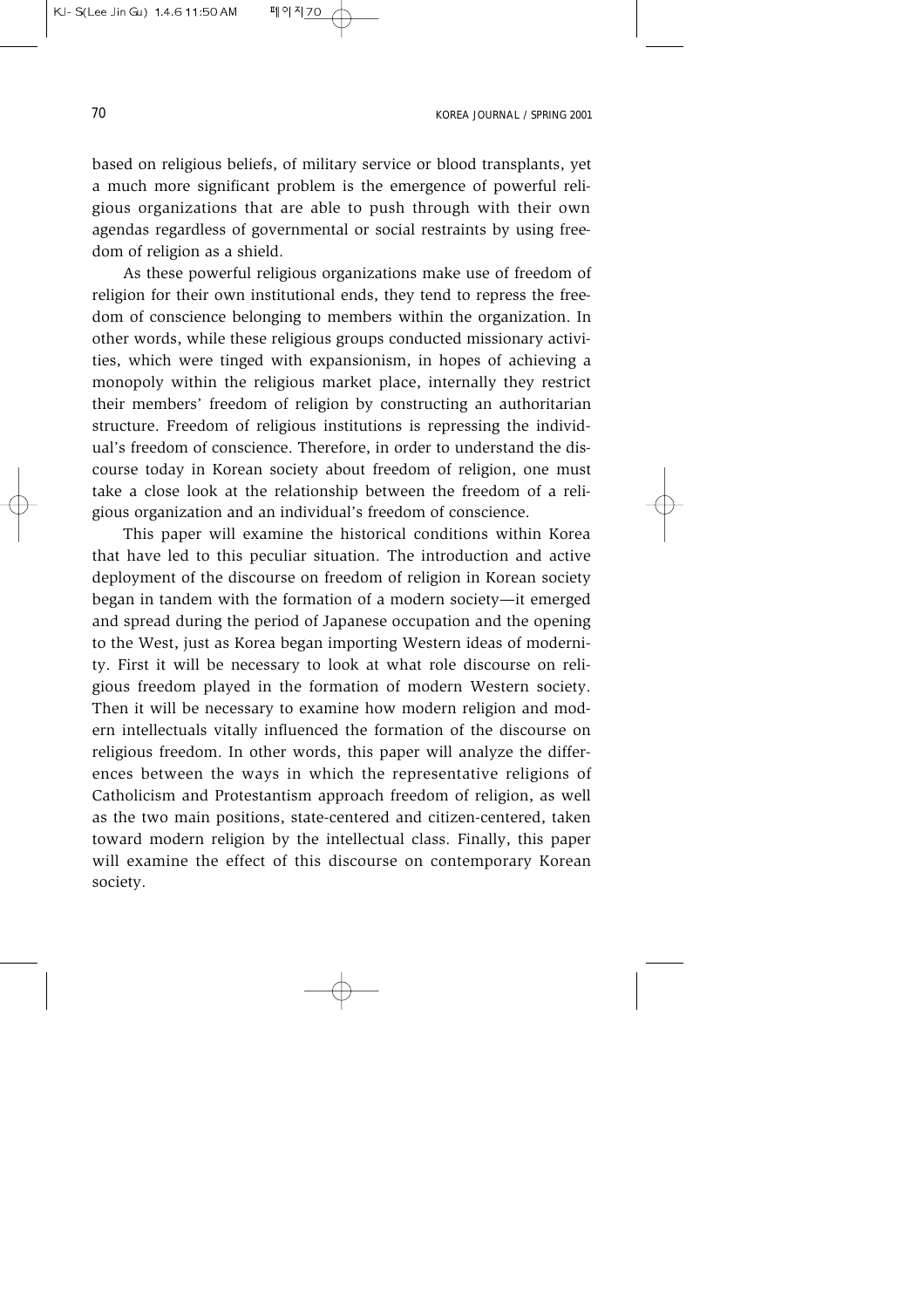based on religious beliefs, of military service or blood transplants, yet a much more significant problem is the emergence of powerful religious organizations that are able to push through with their own agendas regardless of governmental or social restraints by using freedom of religion as a shield.

As these powerful religious organizations make use of freedom of religion for their own institutional ends, they tend to repress the freedom of conscience belonging to members within the organization. In other words, while these religious groups conducted missionary activities, which were tinged with expansionism, in hopes of achieving a monopoly within the religious market place, internally they restrict their members' freedom of religion by constructing an authoritarian structure. Freedom of religious institutions is repressing the individual's freedom of conscience. Therefore, in order to understand the discourse today in Korean society about freedom of religion, one must take a close look at the relationship between the freedom of a religious organization and an individual's freedom of conscience.

This paper will examine the historical conditions within Korea that have led to this peculiar situation. The introduction and active deployment of the discourse on freedom of religion in Korean society began in tandem with the formation of a modern society—it emerged and spread during the period of Japanese occupation and the opening to the West, just as Korea began importing Western ideas of modernity. First it will be necessary to look at what role discourse on religious freedom played in the formation of modern Western society. Then it will be necessary to examine how modern religion and modern intellectuals vitally influenced the formation of the discourse on religious freedom. In other words, this paper will analyze the differences between the ways in which the representative religions of Catholicism and Protestantism approach freedom of religion, as well as the two main positions, state-centered and citizen-centered, taken toward modern religion by the intellectual class. Finally, this paper will examine the effect of this discourse on contemporary Korean society.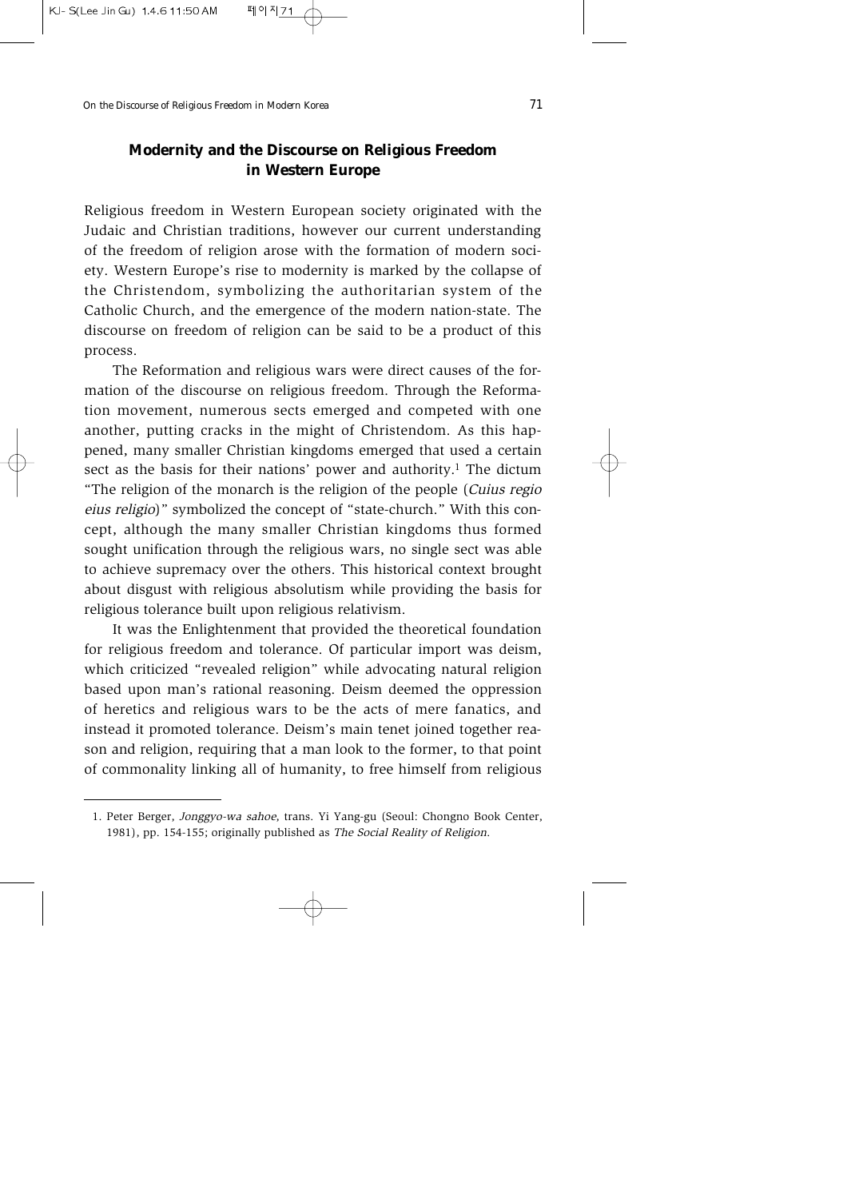## Modernity and the Discourse on Religious Freedom in Western Europe

Religious freedom in Western European society originated with the Judaic and Christian traditions, however our current understanding of the freedom of religion arose with the formation of modern society. Western Europe's rise to modernity is marked by the collapse of the Christendom, symbolizing the authoritarian system of the Catholic Church, and the emergence of the modern nation-state. The discourse on freedom of religion can be said to be a product of this process.

The Reformation and religious wars were direct causes of the formation of the discourse on religious freedom. Through the Reformation movement, numerous sects emerged and competed with one another, putting cracks in the might of Christendom. As this happened, many smaller Christian kingdoms emerged that used a certain sect as the basis for their nations' power and authority.[1] The dictum "The religion of the monarch is the religion of the people (*Cuius regio eius religio*)" symbolized the concept of "state-church." With this concept, although the many smaller Christian kingdoms thus formed sought unification through the religious wars, no single sect was able to achieve supremacy over the others. This historical context brought about disgust with religious absolutism while providing the basis for religious tolerance built upon religious relativism.

It was the Enlightenment that provided the theoretical foundation for religious freedom and tolerance. Of particular import was deism, which criticized "revealed religion" while advocating natural religion based upon man's rational reasoning. Deism deemed the oppression of heretics and religious wars to be the acts of mere fanatics, and instead it promoted tolerance. Deism's main tenet joined together reason and religion, requiring that a man look to the former, to that point of commonality linking all of humanity, to free himself from religious

---

1. Peter Berger, *Jonggyo-wa sahoe*, trans. Yi Yang-gu (Seoul: Chongno Book Center, 1981), pp. 154-155; originally published as *The Social Reality of Religion*.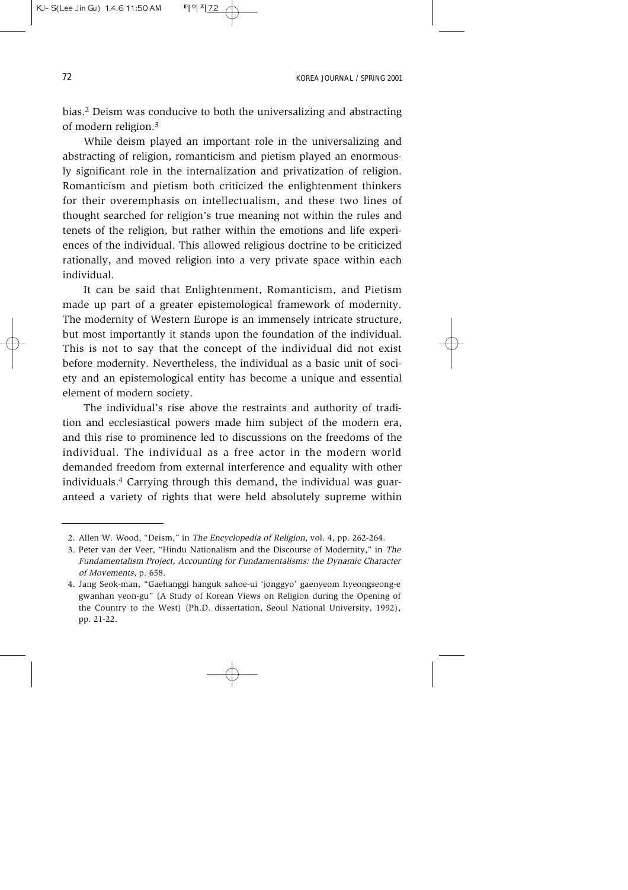bias.[2] Deism was conducive to both the universalizing and abstracting of modern religion.[3]

While deism played an important role in the universalizing and abstracting of religion, romanticism and pietism played an enormously significant role in the internalization and privatization of religion. Romanticism and pietism both criticized the enlightenment thinkers for their overemphasis on intellectualism, and these two lines of thought searched for religion's true meaning not within the rules and tenets of the religion, but rather within the emotions and life experiences of the individual. This allowed religious doctrine to be criticized rationally, and moved religion into a very private space within each individual.

It can be said that Enlightenment, Romanticism, and Pietism made up part of a greater epistemological framework of modernity. The modernity of Western Europe is an immensely intricate structure, but most importantly it stands upon the foundation of the individual. This is not to say that the concept of the individual did not exist before modernity. Nevertheless, the individual as a basic unit of society and an epistemological entity has become a unique and essential element of modern society.

The individual's rise above the restraints and authority of tradition and ecclesiastical powers made him subject of the modern era, and this rise to prominence led to discussions on the freedoms of the individual. The individual as a free actor in the modern world demanded freedom from external interference and equality with other individuals.[4] Carrying through this demand, the individual was guaranteed a variety of rights that were held absolutely supreme within

---

2. Allen W. Wood, "Deism," in *The Encyclopedia of Religion*, vol. 4, pp. 262-264.
3. Peter van der Veer, "Hindu Nationalism and the Discourse of Modernity," in *The Fundamentalism Project, Accounting for Fundamentalisms: the Dynamic Character of Movements*, p. 658.
4. Jang Seok-man, "Gaehanggi hanguk sahoe-ui 'jonggyo' gaenyeom hyeongseong-e gwanhan yeon-gu" (A Study of Korean Views on Religion during the Opening of the Country to the West) (Ph.D. dissertation, Seoul National University, 1992), pp. 21-22.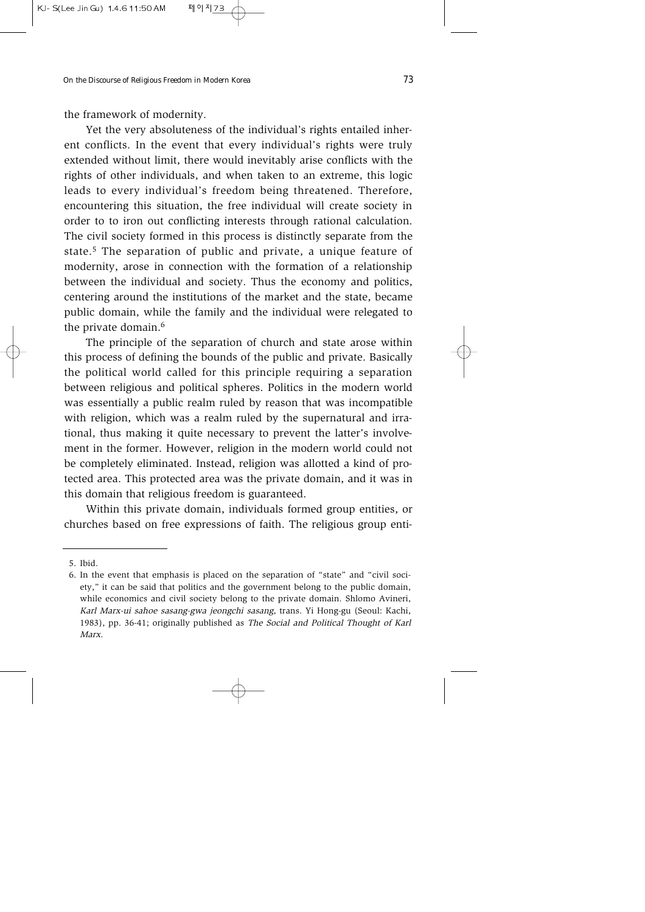the framework of modernity.

Yet the very absoluteness of the individual's rights entailed inherent conflicts. In the event that every individual's rights were truly extended without limit, there would inevitably arise conflicts with the rights of other individuals, and when taken to an extreme, this logic leads to every individual's freedom being threatened. Therefore, encountering this situation, the free individual will create society in order to to iron out conflicting interests through rational calculation. The civil society formed in this process is distinctly separate from the state.[5] The separation of public and private, a unique feature of modernity, arose in connection with the formation of a relationship between the individual and society. Thus the economy and politics, centering around the institutions of the market and the state, became public domain, while the family and the individual were relegated to the private domain.[6]

The principle of the separation of church and state arose within this process of defining the bounds of the public and private. Basically the political world called for this principle requiring a separation between religious and political spheres. Politics in the modern world was essentially a public realm ruled by reason that was incompatible with religion, which was a realm ruled by the supernatural and irrational, thus making it quite necessary to prevent the latter's involvement in the former. However, religion in the modern world could not be completely eliminated. Instead, religion was allotted a kind of protected area. This protected area was the private domain, and it was in this domain that religious freedom is guaranteed.

Within this private domain, individuals formed group entities, or churches based on free expressions of faith. The religious group enti-

---

5. Ibid.

6. In the event that emphasis is placed on the separation of "state" and "civil society," it can be said that politics and the government belong to the public domain, while economics and civil society belong to the private domain. Shlomo Avineri, *Karl Marx-ui sahoe sasang-gwa jeongchi sasang*, trans. Yi Hong-gu (Seoul: Kachi, 1983), pp. 36-41; originally published as *The Social and Political Thought of Karl Marx*.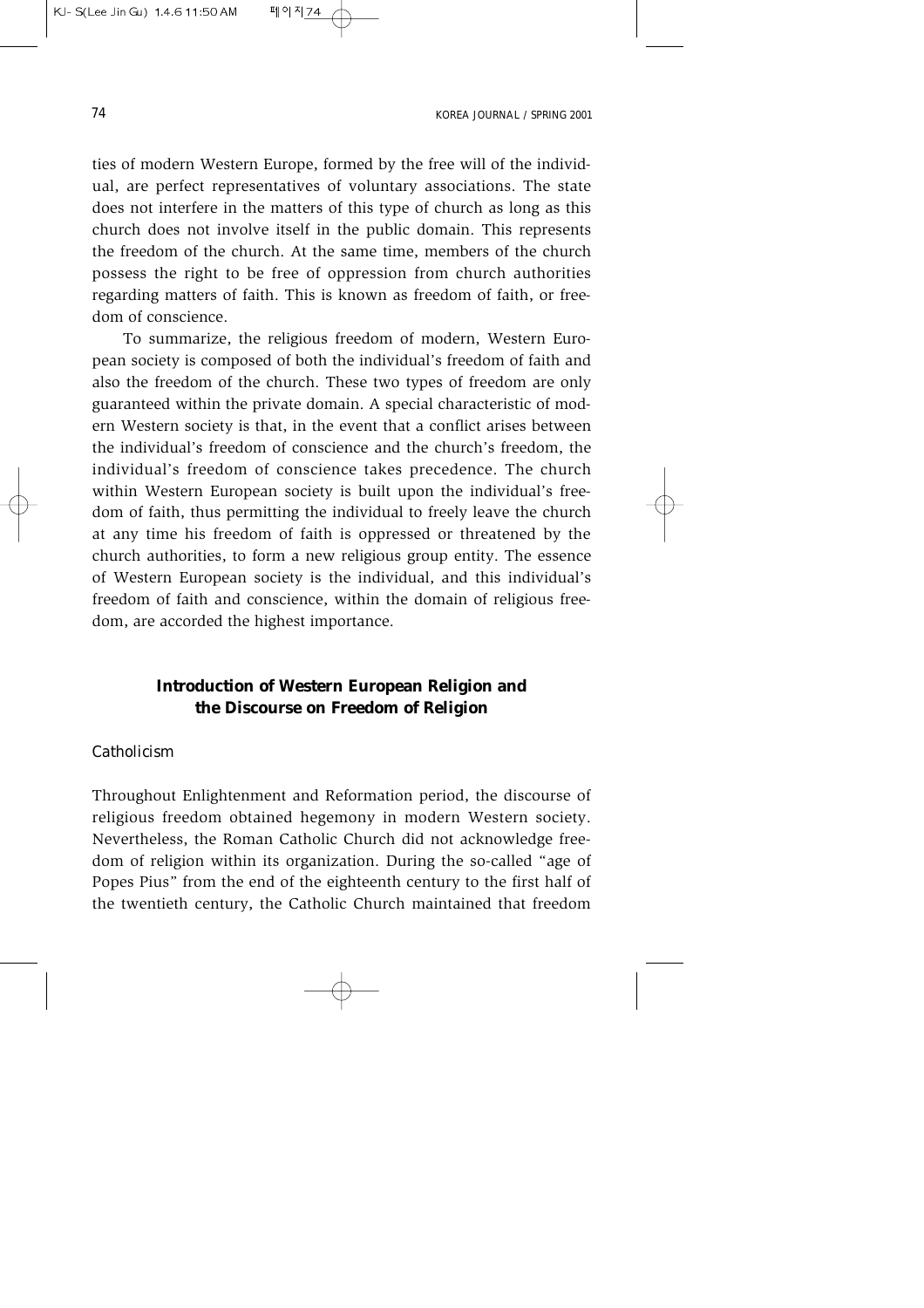ties of modern Western Europe, formed by the free will of the individual, are perfect representatives of voluntary associations. The state does not interfere in the matters of this type of church as long as this church does not involve itself in the public domain. This represents the freedom of the church. At the same time, members of the church possess the right to be free of oppression from church authorities regarding matters of faith. This is known as freedom of faith, or freedom of conscience.

To summarize, the religious freedom of modern, Western European society is composed of both the individual's freedom of faith and also the freedom of the church. These two types of freedom are only guaranteed within the private domain. A special characteristic of modern Western society is that, in the event that a conflict arises between the individual's freedom of conscience and the church's freedom, the individual's freedom of conscience takes precedence. The church within Western European society is built upon the individual's freedom of faith, thus permitting the individual to freely leave the church at any time his freedom of faith is oppressed or threatened by the church authorities, to form a new religious group entity. The essence of Western European society is the individual, and this individual's freedom of faith and conscience, within the domain of religious freedom, are accorded the highest importance.

## Introduction of Western European Religion and the Discourse on Freedom of Religion

### *Catholicism*

Throughout Enlightenment and Reformation period, the discourse of religious freedom obtained hegemony in modern Western society. Nevertheless, the Roman Catholic Church did not acknowledge freedom of religion within its organization. During the so-called "age of Popes Pius" from the end of the eighteenth century to the first half of the twentieth century, the Catholic Church maintained that freedom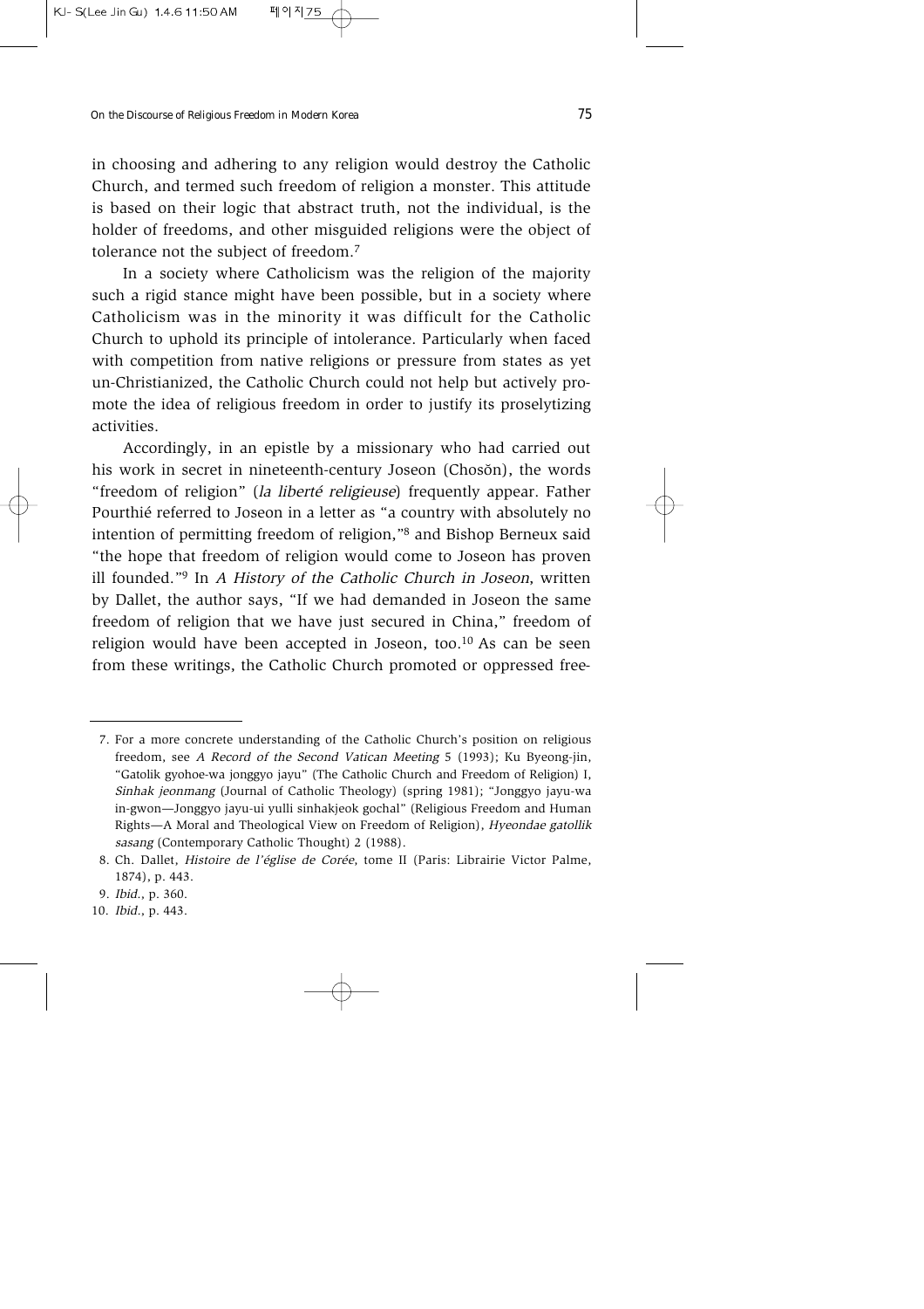in choosing and adhering to any religion would destroy the Catholic Church, and termed such freedom of religion a monster. This attitude is based on their logic that abstract truth, not the individual, is the holder of freedoms, and other misguided religions were the object of tolerance not the subject of freedom.[7]

In a society where Catholicism was the religion of the majority such a rigid stance might have been possible, but in a society where Catholicism was in the minority it was difficult for the Catholic Church to uphold its principle of intolerance. Particularly when faced with competition from native religions or pressure from states as yet un-Christianized, the Catholic Church could not help but actively promote the idea of religious freedom in order to justify its proselytizing activities.

Accordingly, in an epistle by a missionary who had carried out his work in secret in nineteenth-century Joseon (Chosŏn), the words "freedom of religion" (*la liberté religieuse*) frequently appear. Father Pourthié referred to Joseon in a letter as "a country with absolutely no intention of permitting freedom of religion,"[8] and Bishop Berneux said "the hope that freedom of religion would come to Joseon has proven ill founded."[9] In *A History of the Catholic Church in Joseon*, written by Dallet, the author says, "If we had demanded in Joseon the same freedom of religion that we have just secured in China," freedom of religion would have been accepted in Joseon, too.[10] As can be seen from these writings, the Catholic Church promoted or oppressed free-

---

7. For a more concrete understanding of the Catholic Church's position on religious freedom, see *A Record of the Second Vatican Meeting* 5 (1993); Ku Byeong-jin, "Gatolik gyohoe-wa jonggyo jayu" (The Catholic Church and Freedom of Religion) I, *Sinhak jeonmang* (Journal of Catholic Theology) (spring 1981); "Jonggyo jayu-wa in-gwon—Jonggyo jayu-ui yulli sinhakjeok gochal" (Religious Freedom and Human Rights—A Moral and Theological View on Freedom of Religion), *Hyeondae gatollik sasang* (Contemporary Catholic Thought) 2 (1988).
8. Ch. Dallet, *Histoire de l'église de Corée*, tome II (Paris: Librairie Victor Palme, 1874), p. 443.
9. *Ibid.*, p. 360.
10. *Ibid.*, p. 443.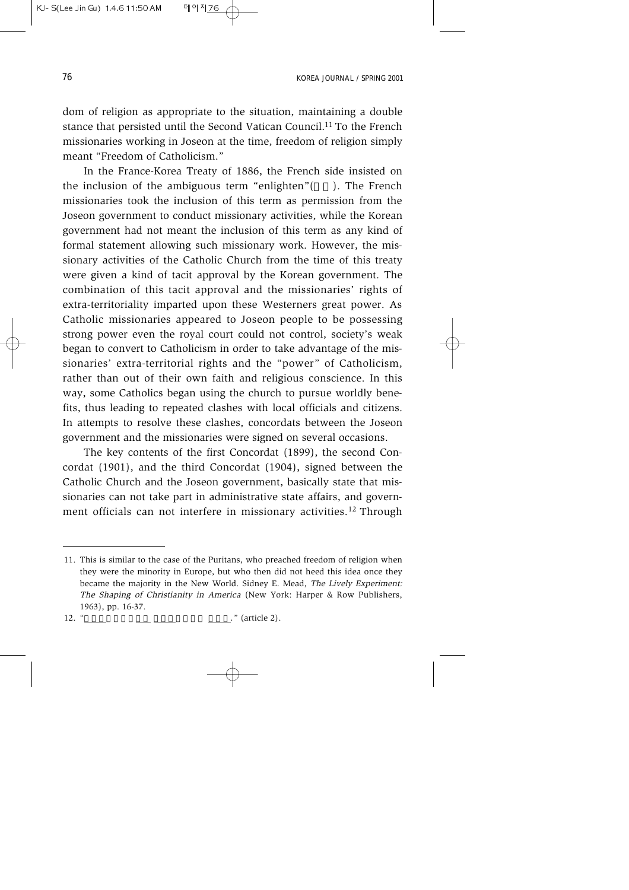dom of religion as appropriate to the situation, maintaining a double stance that persisted until the Second Vatican Council.[11] To the French missionaries working in Joseon at the time, freedom of religion simply meant "Freedom of Catholicism."

In the France-Korea Treaty of 1886, the French side insisted on the inclusion of the ambiguous term "enlighten"(□□). The French missionaries took the inclusion of this term as permission from the Joseon government to conduct missionary activities, while the Korean government had not meant the inclusion of this term as any kind of formal statement allowing such missionary work. However, the missionary activities of the Catholic Church from the time of this treaty were given a kind of tacit approval by the Korean government. The combination of this tacit approval and the missionaries' rights of extra-territoriality imparted upon these Westerners great power. As Catholic missionaries appeared to Joseon people to be possessing strong power even the royal court could not control, society's weak began to convert to Catholicism in order to take advantage of the missionaries' extra-territorial rights and the "power" of Catholicism, rather than out of their own faith and religious conscience. In this way, some Catholics began using the church to pursue worldly benefits, thus leading to repeated clashes with local officials and citizens. In attempts to resolve these clashes, concordats between the Joseon government and the missionaries were signed on several occasions.

The key contents of the first Concordat (1899), the second Concordat (1901), and the third Concordat (1904), signed between the Catholic Church and the Joseon government, basically state that missionaries can not take part in administrative state affairs, and government officials can not interfere in missionary activities.[12] Through

---

11. This is similar to the case of the Puritans, who preached freedom of religion when they were the minority in Europe, but who then did not heed this idea once they became the majority in the New World. Sidney E. Mead, *The Lively Experiment: The Shaping of Christianity in America* (New York: Harper & Row Publishers, 1963), pp. 16-37.

12. "□□□□□□□□□ □□□□□□□ □□□." (article 2).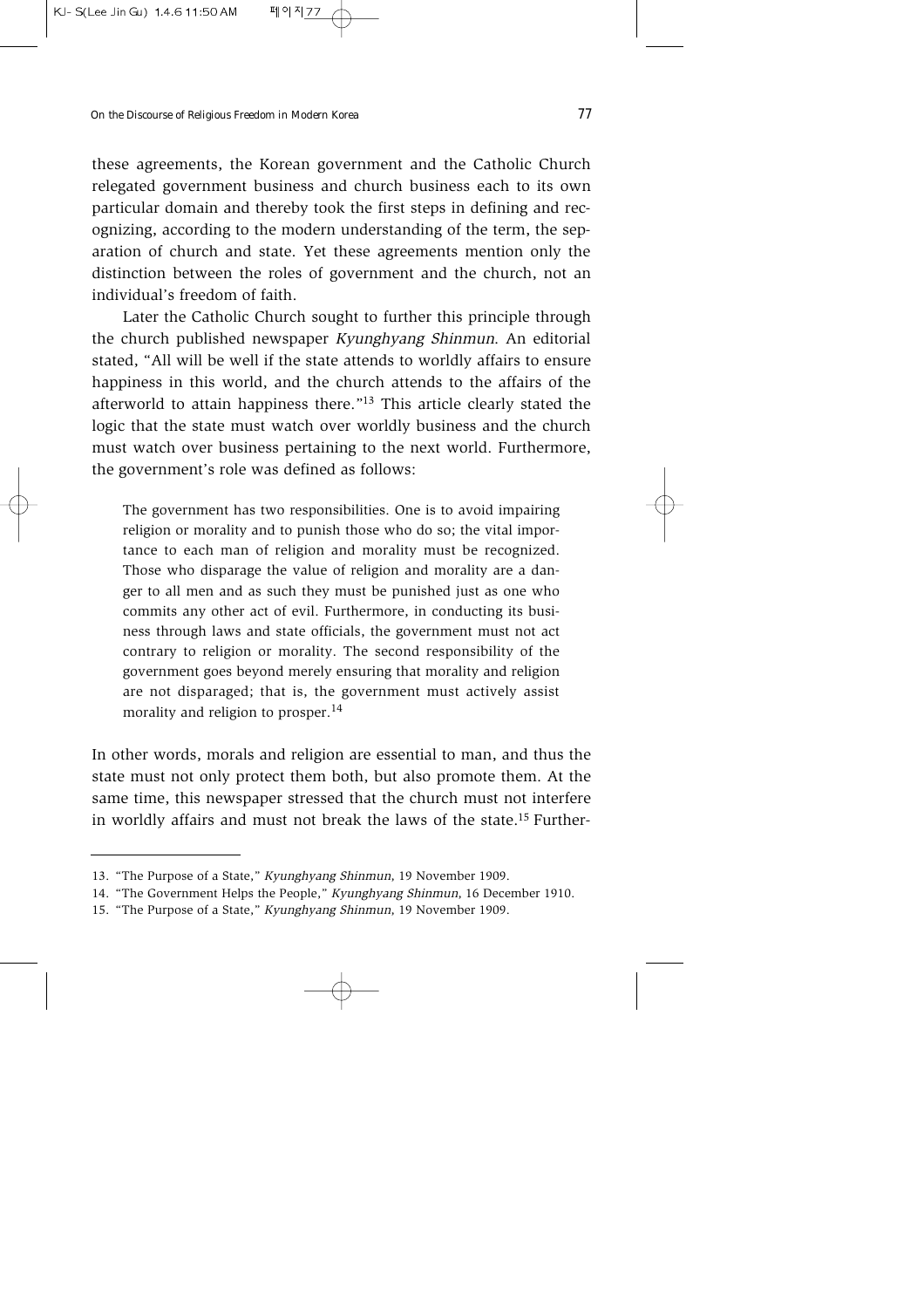these agreements, the Korean government and the Catholic Church relegated government business and church business each to its own particular domain and thereby took the first steps in defining and recognizing, according to the modern understanding of the term, the separation of church and state. Yet these agreements mention only the distinction between the roles of government and the church, not an individual's freedom of faith.

Later the Catholic Church sought to further this principle through the church published newspaper *Kyunghyang Shinmun*. An editorial stated, "All will be well if the state attends to worldly affairs to ensure happiness in this world, and the church attends to the affairs of the afterworld to attain happiness there."[13] This article clearly stated the logic that the state must watch over worldly business and the church must watch over business pertaining to the next world. Furthermore, the government's role was defined as follows:

> The government has two responsibilities. One is to avoid impairing religion or morality and to punish those who do so; the vital importance to each man of religion and morality must be recognized. Those who disparage the value of religion and morality are a danger to all men and as such they must be punished just as one who commits any other act of evil. Furthermore, in conducting its business through laws and state officials, the government must not act contrary to religion or morality. The second responsibility of the government goes beyond merely ensuring that morality and religion are not disparaged; that is, the government must actively assist morality and religion to prosper.[14]

In other words, morals and religion are essential to man, and thus the state must not only protect them both, but also promote them. At the same time, this newspaper stressed that the church must not interfere in worldly affairs and must not break the laws of the state.[15] Further-

---

13. "The Purpose of a State," *Kyunghyang Shinmun*, 19 November 1909.
14. "The Government Helps the People," *Kyunghyang Shinmun*, 16 December 1910.
15. "The Purpose of a State," *Kyunghyang Shinmun*, 19 November 1909.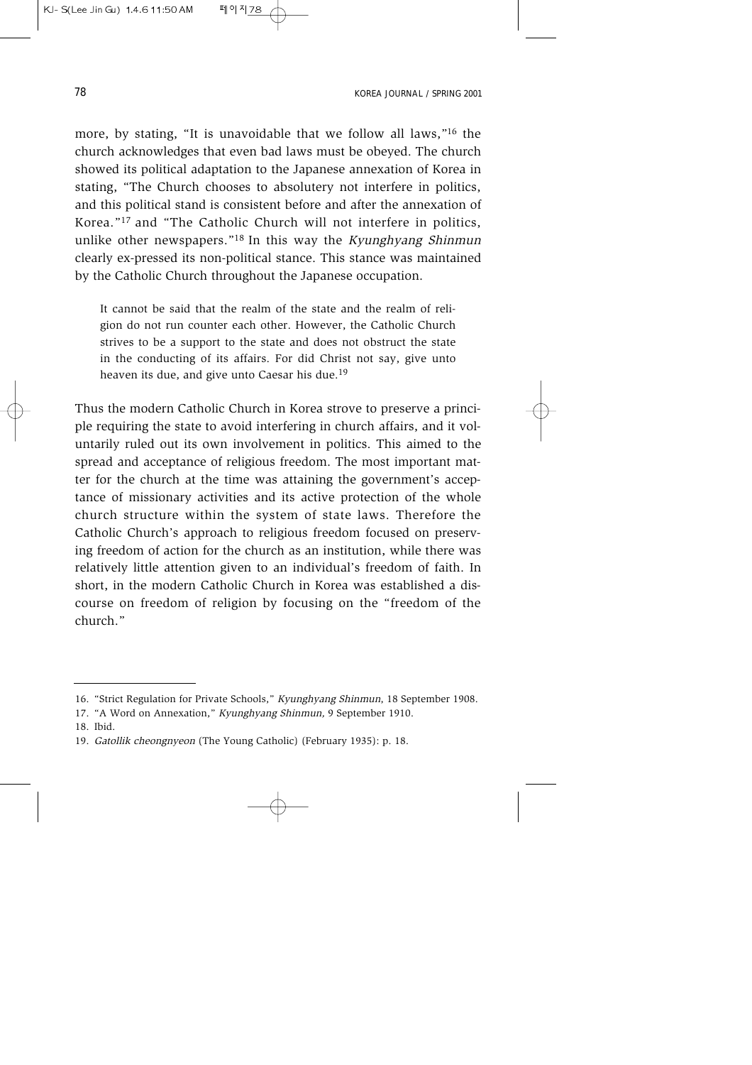more, by stating, "It is unavoidable that we follow all laws,"[16] the church acknowledges that even bad laws must be obeyed. The church showed its political adaptation to the Japanese annexation of Korea in stating, "The Church chooses to absolutery not interfere in politics, and this political stand is consistent before and after the annexation of Korea."[17] and "The Catholic Church will not interfere in politics, unlike other newspapers."[18] In this way the *Kyunghyang Shinmun* clearly ex-pressed its non-political stance. This stance was maintained by the Catholic Church throughout the Japanese occupation.

> It cannot be said that the realm of the state and the realm of religion do not run counter each other. However, the Catholic Church strives to be a support to the state and does not obstruct the state in the conducting of its affairs. For did Christ not say, give unto heaven its due, and give unto Caesar his due.[19]

Thus the modern Catholic Church in Korea strove to preserve a principle requiring the state to avoid interfering in church affairs, and it voluntarily ruled out its own involvement in politics. This aimed to the spread and acceptance of religious freedom. The most important matter for the church at the time was attaining the government's acceptance of missionary activities and its active protection of the whole church structure within the system of state laws. Therefore the Catholic Church's approach to religious freedom focused on preserving freedom of action for the church as an institution, while there was relatively little attention given to an individual's freedom of faith. In short, in the modern Catholic Church in Korea was established a discourse on freedom of religion by focusing on the "freedom of the church."

---

16. "Strict Regulation for Private Schools," *Kyunghyang Shinmun*, 18 September 1908.
17. "A Word on Annexation," *Kyunghyang Shinmun,* 9 September 1910.
18. Ibid.
19. *Gatollik cheongnyeon* (The Young Catholic) (February 1935): p. 18.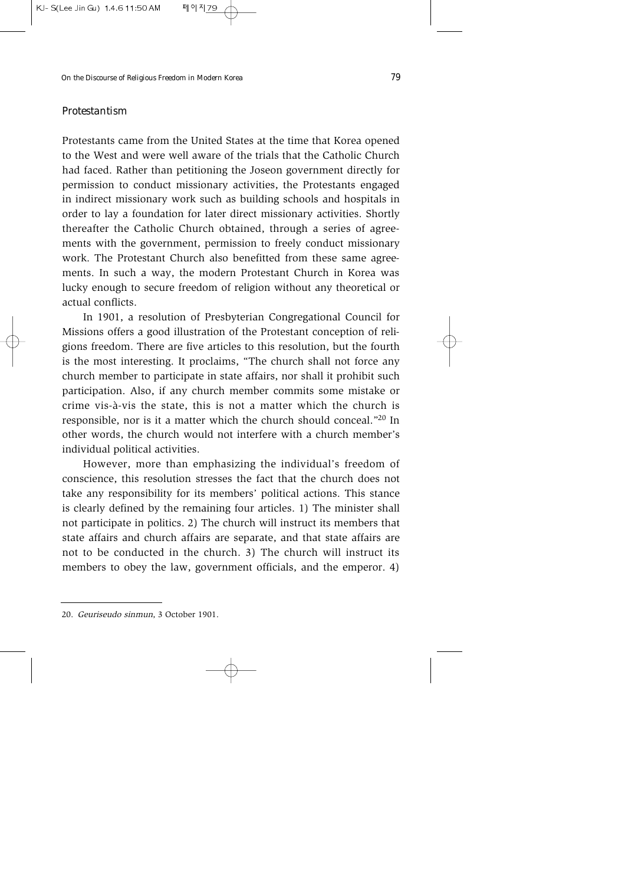### *Protestantism*

Protestants came from the United States at the time that Korea opened to the West and were well aware of the trials that the Catholic Church had faced. Rather than petitioning the Joseon government directly for permission to conduct missionary activities, the Protestants engaged in indirect missionary work such as building schools and hospitals in order to lay a foundation for later direct missionary activities. Shortly thereafter the Catholic Church obtained, through a series of agreements with the government, permission to freely conduct missionary work. The Protestant Church also benefitted from these same agreements. In such a way, the modern Protestant Church in Korea was lucky enough to secure freedom of religion without any theoretical or actual conflicts.

In 1901, a resolution of Presbyterian Congregational Council for Missions offers a good illustration of the Protestant conception of religions freedom. There are five articles to this resolution, but the fourth is the most interesting. It proclaims, "The church shall not force any church member to participate in state affairs, nor shall it prohibit such participation. Also, if any church member commits some mistake or crime vis-à-vis the state, this is not a matter which the church is responsible, nor is it a matter which the church should conceal."[20] In other words, the church would not interfere with a church member's individual political activities.

However, more than emphasizing the individual's freedom of conscience, this resolution stresses the fact that the church does not take any responsibility for its members' political actions. This stance is clearly defined by the remaining four articles. 1) The minister shall not participate in politics. 2) The church will instruct its members that state affairs and church affairs are separate, and that state affairs are not to be conducted in the church. 3) The church will instruct its members to obey the law, government officials, and the emperor. 4)

---

20. *Geuriseudo sinmun,* 3 October 1901.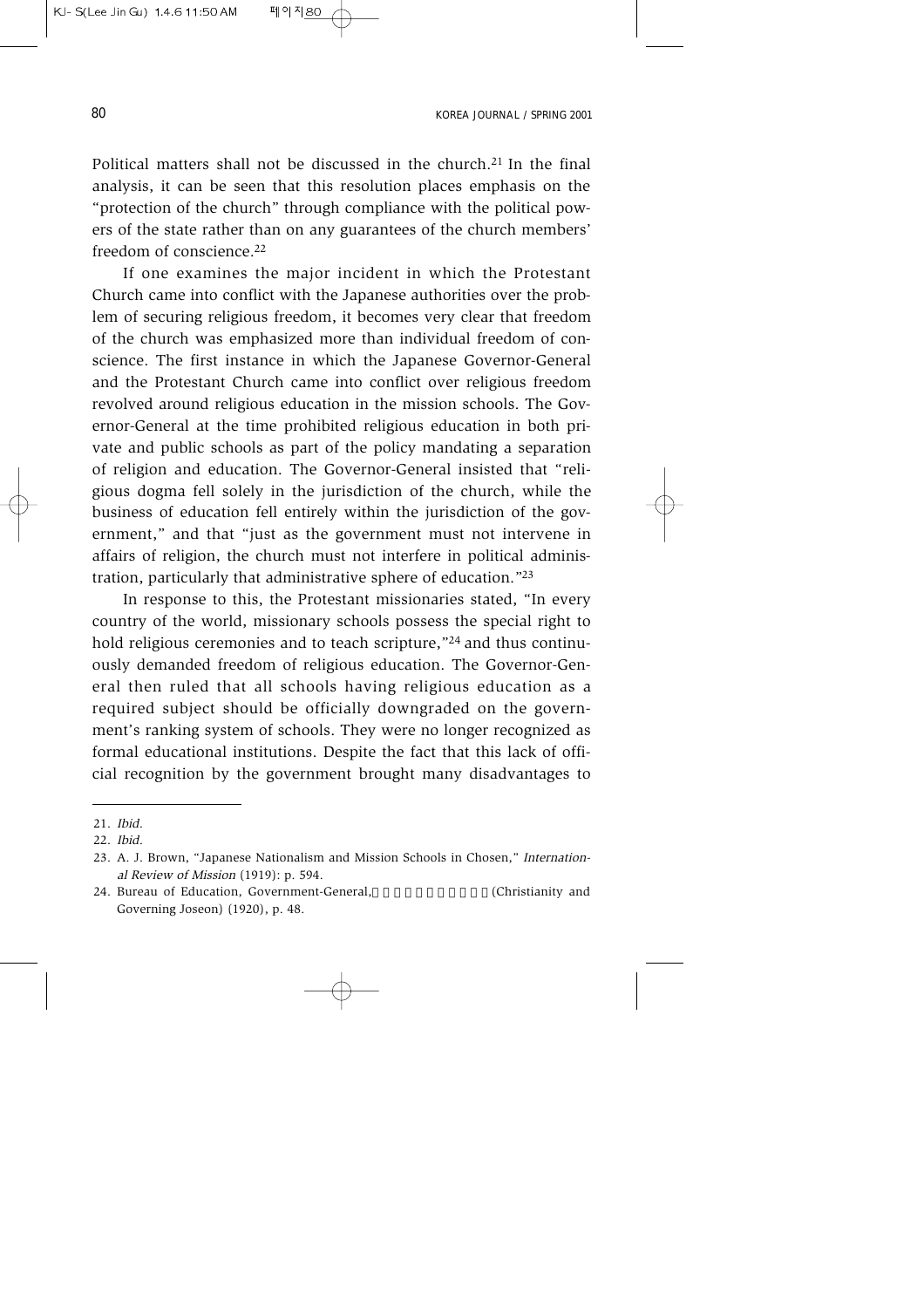Political matters shall not be discussed in the church.[21] In the final analysis, it can be seen that this resolution places emphasis on the "protection of the church" through compliance with the political powers of the state rather than on any guarantees of the church members' freedom of conscience.[22]

If one examines the major incident in which the Protestant Church came into conflict with the Japanese authorities over the problem of securing religious freedom, it becomes very clear that freedom of the church was emphasized more than individual freedom of conscience. The first instance in which the Japanese Governor-General and the Protestant Church came into conflict over religious freedom revolved around religious education in the mission schools. The Governor-General at the time prohibited religious education in both private and public schools as part of the policy mandating a separation of religion and education. The Governor-General insisted that "religious dogma fell solely in the jurisdiction of the church, while the business of education fell entirely within the jurisdiction of the government," and that "just as the government must not intervene in affairs of religion, the church must not interfere in political administration, particularly that administrative sphere of education."[23]

In response to this, the Protestant missionaries stated, "In every country of the world, missionary schools possess the special right to hold religious ceremonies and to teach scripture,"[24] and thus continuously demanded freedom of religious education. The Governor-General then ruled that all schools having religious education as a required subject should be officially downgraded on the government's ranking system of schools. They were no longer recognized as formal educational institutions. Despite the fact that this lack of official recognition by the government brought many disadvantages to

---

21. *Ibid.*

22. *Ibid.*

23. A. J. Brown, "Japanese Nationalism and Mission Schools in Chosen," *International Review of Mission* (1919): p. 594.

24. Bureau of Education, Government-General, (Christianity and Governing Joseon) (1920), p. 48.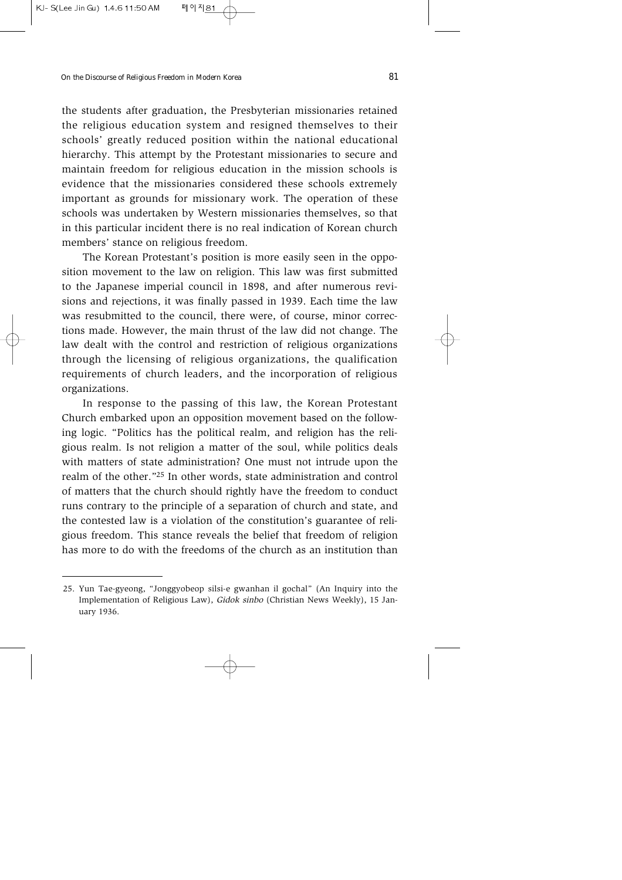the students after graduation, the Presbyterian missionaries retained the religious education system and resigned themselves to their schools' greatly reduced position within the national educational hierarchy. This attempt by the Protestant missionaries to secure and maintain freedom for religious education in the mission schools is evidence that the missionaries considered these schools extremely important as grounds for missionary work. The operation of these schools was undertaken by Western missionaries themselves, so that in this particular incident there is no real indication of Korean church members' stance on religious freedom.

The Korean Protestant's position is more easily seen in the opposition movement to the law on religion. This law was first submitted to the Japanese imperial council in 1898, and after numerous revisions and rejections, it was finally passed in 1939. Each time the law was resubmitted to the council, there were, of course, minor corrections made. However, the main thrust of the law did not change. The law dealt with the control and restriction of religious organizations through the licensing of religious organizations, the qualification requirements of church leaders, and the incorporation of religious organizations.

In response to the passing of this law, the Korean Protestant Church embarked upon an opposition movement based on the following logic. "Politics has the political realm, and religion has the religious realm. Is not religion a matter of the soul, while politics deals with matters of state administration? One must not intrude upon the realm of the other."[25] In other words, state administration and control of matters that the church should rightly have the freedom to conduct runs contrary to the principle of a separation of church and state, and the contested law is a violation of the constitution's guarantee of religious freedom. This stance reveals the belief that freedom of religion has more to do with the freedoms of the church as an institution than

---

25. Yun Tae-gyeong, "Jonggyobeop silsi-e gwanhan il gochal" (An Inquiry into the Implementation of Religious Law), *Gidok sinbo* (Christian News Weekly), 15 January 1936.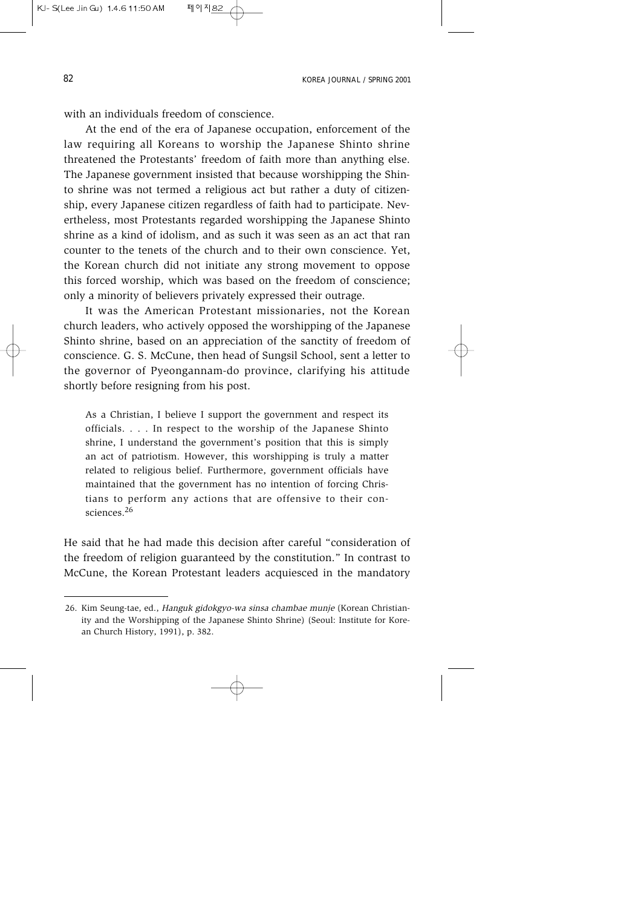with an individuals freedom of conscience.

At the end of the era of Japanese occupation, enforcement of the law requiring all Koreans to worship the Japanese Shinto shrine threatened the Protestants' freedom of faith more than anything else. The Japanese government insisted that because worshipping the Shinto shrine was not termed a religious act but rather a duty of citizenship, every Japanese citizen regardless of faith had to participate. Nevertheless, most Protestants regarded worshipping the Japanese Shinto shrine as a kind of idolism, and as such it was seen as an act that ran counter to the tenets of the church and to their own conscience. Yet, the Korean church did not initiate any strong movement to oppose this forced worship, which was based on the freedom of conscience; only a minority of believers privately expressed their outrage.

It was the American Protestant missionaries, not the Korean church leaders, who actively opposed the worshipping of the Japanese Shinto shrine, based on an appreciation of the sanctity of freedom of conscience. G. S. McCune, then head of Sungsil School, sent a letter to the governor of Pyeongannam-do province, clarifying his attitude shortly before resigning from his post.

> As a Christian, I believe I support the government and respect its officials. . . . In respect to the worship of the Japanese Shinto shrine, I understand the government's position that this is simply an act of patriotism. However, this worshipping is truly a matter related to religious belief. Furthermore, government officials have maintained that the government has no intention of forcing Christians to perform any actions that are offensive to their consciences.[26]

He said that he had made this decision after careful "consideration of the freedom of religion guaranteed by the constitution." In contrast to McCune, the Korean Protestant leaders acquiesced in the mandatory

---

26. Kim Seung-tae, ed., *Hanguk gidokgyo-wa sinsa chambae munje* (Korean Christianity and the Worshipping of the Japanese Shinto Shrine) (Seoul: Institute for Korean Church History, 1991), p. 382.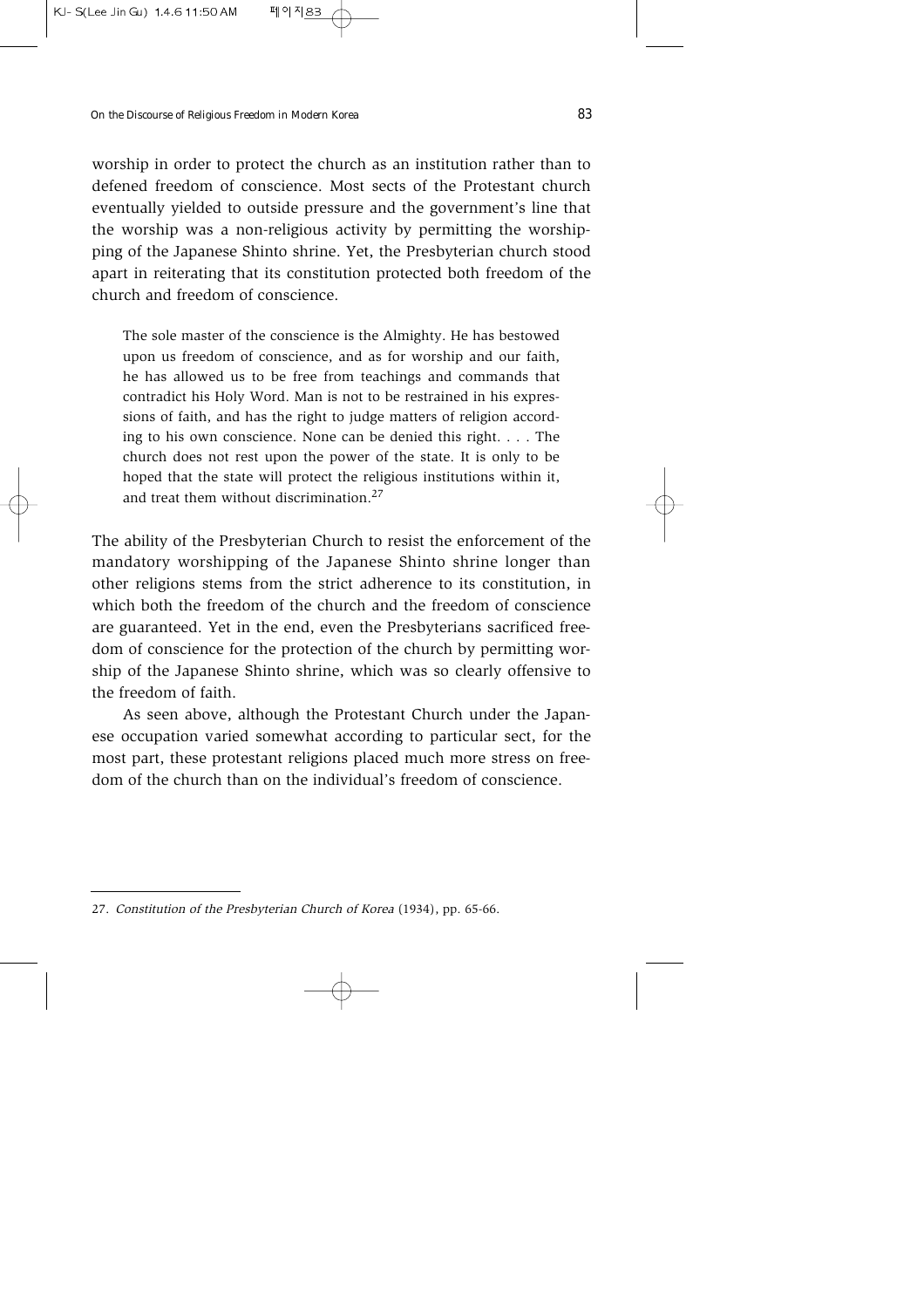worship in order to protect the church as an institution rather than to defened freedom of conscience. Most sects of the Protestant church eventually yielded to outside pressure and the government's line that the worship was a non-religious activity by permitting the worshipping of the Japanese Shinto shrine. Yet, the Presbyterian church stood apart in reiterating that its constitution protected both freedom of the church and freedom of conscience.

> The sole master of the conscience is the Almighty. He has bestowed upon us freedom of conscience, and as for worship and our faith, he has allowed us to be free from teachings and commands that contradict his Holy Word. Man is not to be restrained in his expressions of faith, and has the right to judge matters of religion according to his own conscience. None can be denied this right. . . . The church does not rest upon the power of the state. It is only to be hoped that the state will protect the religious institutions within it, and treat them without discrimination.[27]

The ability of the Presbyterian Church to resist the enforcement of the mandatory worshipping of the Japanese Shinto shrine longer than other religions stems from the strict adherence to its constitution, in which both the freedom of the church and the freedom of conscience are guaranteed. Yet in the end, even the Presbyterians sacrificed freedom of conscience for the protection of the church by permitting worship of the Japanese Shinto shrine, which was so clearly offensive to the freedom of faith.

As seen above, although the Protestant Church under the Japanese occupation varied somewhat according to particular sect, for the most part, these protestant religions placed much more stress on freedom of the church than on the individual's freedom of conscience.

---

27. *Constitution of the Presbyterian Church of Korea* (1934), pp. 65-66.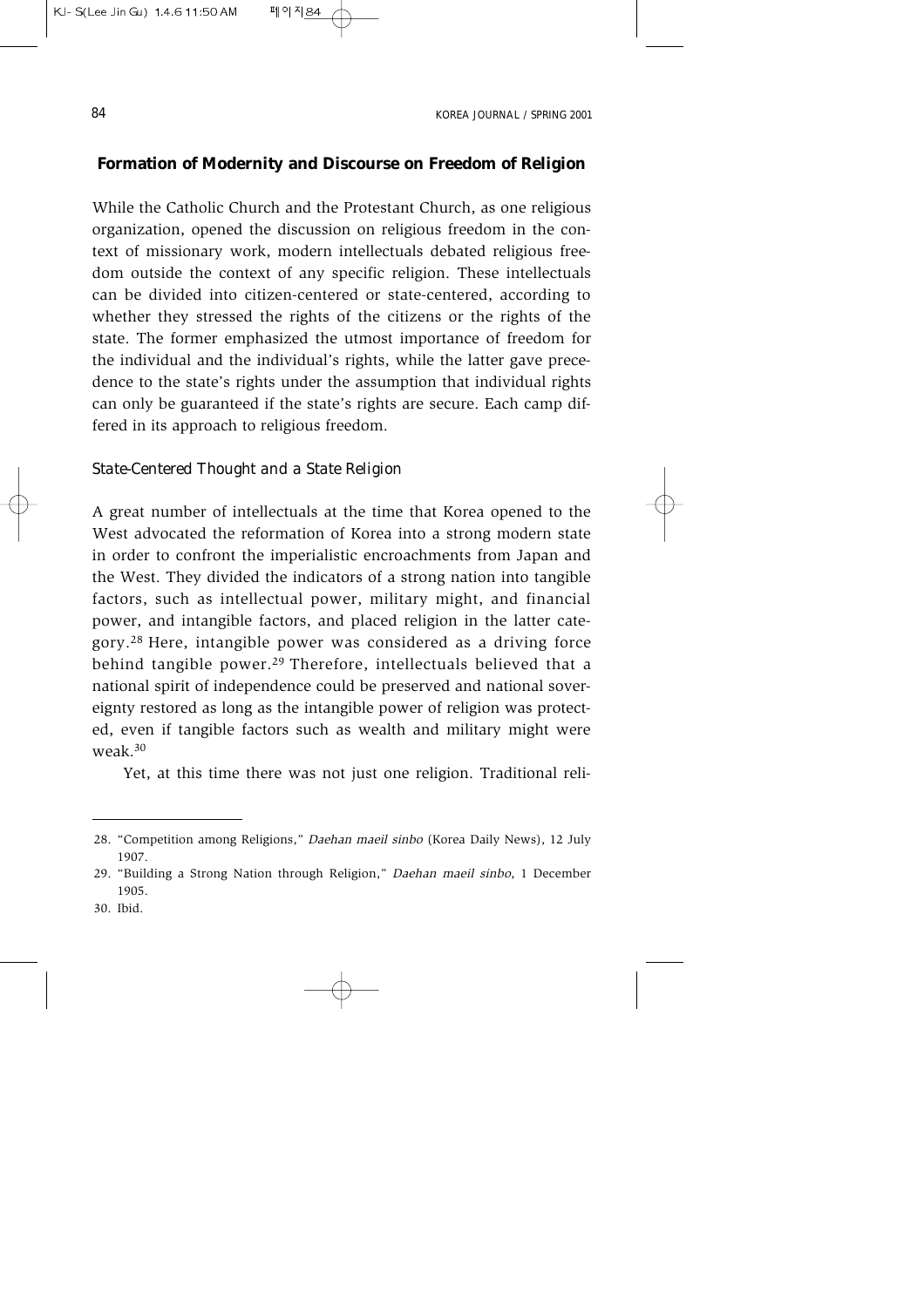## Formation of Modernity and Discourse on Freedom of Religion

While the Catholic Church and the Protestant Church, as one religious organization, opened the discussion on religious freedom in the context of missionary work, modern intellectuals debated religious freedom outside the context of any specific religion. These intellectuals can be divided into citizen-centered or state-centered, according to whether they stressed the rights of the citizens or the rights of the state. The former emphasized the utmost importance of freedom for the individual and the individual's rights, while the latter gave precedence to the state's rights under the assumption that individual rights can only be guaranteed if the state's rights are secure. Each camp differed in its approach to religious freedom.

### *State-Centered Thought and a State Religion*

A great number of intellectuals at the time that Korea opened to the West advocated the reformation of Korea into a strong modern state in order to confront the imperialistic encroachments from Japan and the West. They divided the indicators of a strong nation into tangible factors, such as intellectual power, military might, and financial power, and intangible factors, and placed religion in the latter category.[28] Here, intangible power was considered as a driving force behind tangible power.[29] Therefore, intellectuals believed that a national spirit of independence could be preserved and national sovereignty restored as long as the intangible power of religion was protected, even if tangible factors such as wealth and military might were weak.[30]

Yet, at this time there was not just one religion. Traditional reli-

---

28. "Competition among Religions," *Daehan maeil sinbo* (Korea Daily News), 12 July 1907.
29. "Building a Strong Nation through Religion," *Daehan maeil sinbo*, 1 December 1905.
30. Ibid.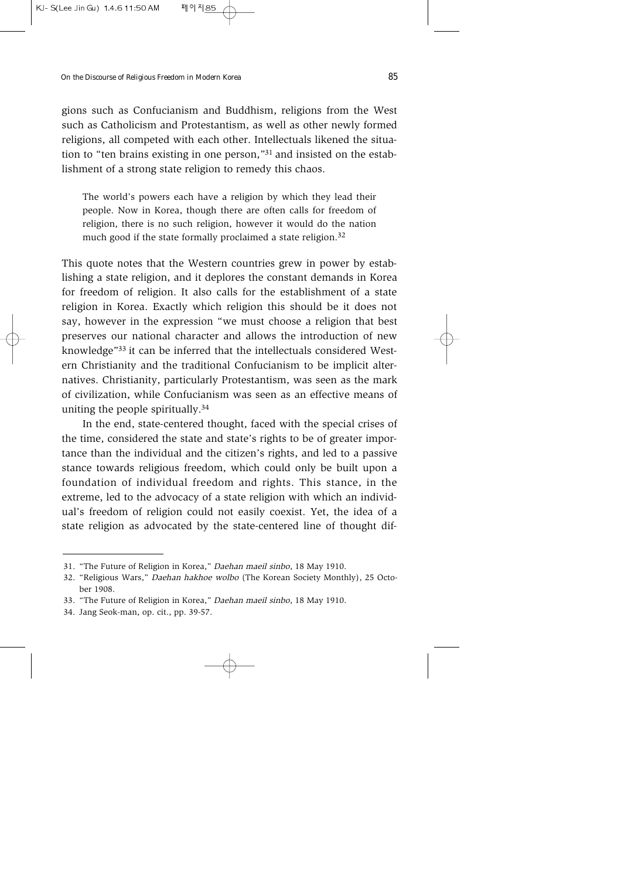gions such as Confucianism and Buddhism, religions from the West such as Catholicism and Protestantism, as well as other newly formed religions, all competed with each other. Intellectuals likened the situation to "ten brains existing in one person,"[31] and insisted on the establishment of a strong state religion to remedy this chaos.

> The world's powers each have a religion by which they lead their people. Now in Korea, though there are often calls for freedom of religion, there is no such religion, however it would do the nation much good if the state formally proclaimed a state religion.[32]

This quote notes that the Western countries grew in power by establishing a state religion, and it deplores the constant demands in Korea for freedom of religion. It also calls for the establishment of a state religion in Korea. Exactly which religion this should be it does not say, however in the expression "we must choose a religion that best preserves our national character and allows the introduction of new knowledge"[33] it can be inferred that the intellectuals considered Western Christianity and the traditional Confucianism to be implicit alternatives. Christianity, particularly Protestantism, was seen as the mark of civilization, while Confucianism was seen as an effective means of uniting the people spiritually.[34]

In the end, state-centered thought, faced with the special crises of the time, considered the state and state's rights to be of greater importance than the individual and the citizen's rights, and led to a passive stance towards religious freedom, which could only be built upon a foundation of individual freedom and rights. This stance, in the extreme, led to the advocacy of a state religion with which an individual's freedom of religion could not easily coexist. Yet, the idea of a state religion as advocated by the state-centered line of thought dif-

---

31. "The Future of Religion in Korea," *Daehan maeil sinbo*, 18 May 1910.
32. "Religious Wars," *Daehan hakhoe wolbo* (The Korean Society Monthly), 25 October 1908.
33. "The Future of Religion in Korea," *Daehan maeil sinbo*, 18 May 1910.
34. Jang Seok-man, op. cit., pp. 39-57.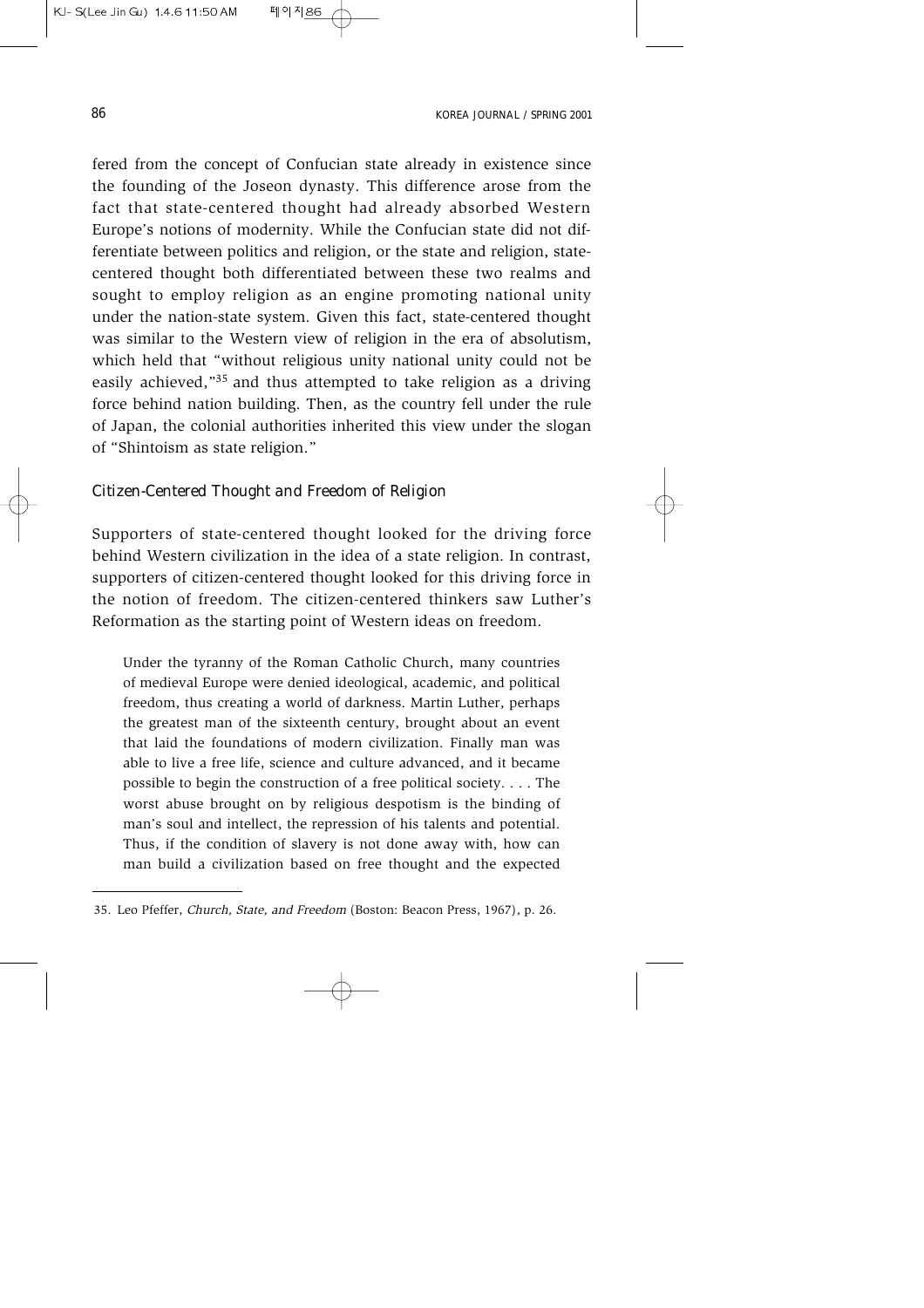fered from the concept of Confucian state already in existence since the founding of the Joseon dynasty. This difference arose from the fact that state-centered thought had already absorbed Western Europe's notions of modernity. While the Confucian state did not differentiate between politics and religion, or the state and religion, state-centered thought both differentiated between these two realms and sought to employ religion as an engine promoting national unity under the nation-state system. Given this fact, state-centered thought was similar to the Western view of religion in the era of absolutism, which held that "without religious unity national unity could not be easily achieved,"[35] and thus attempted to take religion as a driving force behind nation building. Then, as the country fell under the rule of Japan, the colonial authorities inherited this view under the slogan of "Shintoism as state religion."

### *Citizen-Centered Thought and Freedom of Religion*

Supporters of state-centered thought looked for the driving force behind Western civilization in the idea of a state religion. In contrast, supporters of citizen-centered thought looked for this driving force in the notion of freedom. The citizen-centered thinkers saw Luther's Reformation as the starting point of Western ideas on freedom.

> Under the tyranny of the Roman Catholic Church, many countries of medieval Europe were denied ideological, academic, and political freedom, thus creating a world of darkness. Martin Luther, perhaps the greatest man of the sixteenth century, brought about an event that laid the foundations of modern civilization. Finally man was able to live a free life, science and culture advanced, and it became possible to begin the construction of a free political society. . . . The worst abuse brought on by religious despotism is the binding of man's soul and intellect, the repression of his talents and potential. Thus, if the condition of slavery is not done away with, how can man build a civilization based on free thought and the expected

35. Leo Pfeffer, *Church, State, and Freedom* (Boston: Beacon Press, 1967), p. 26.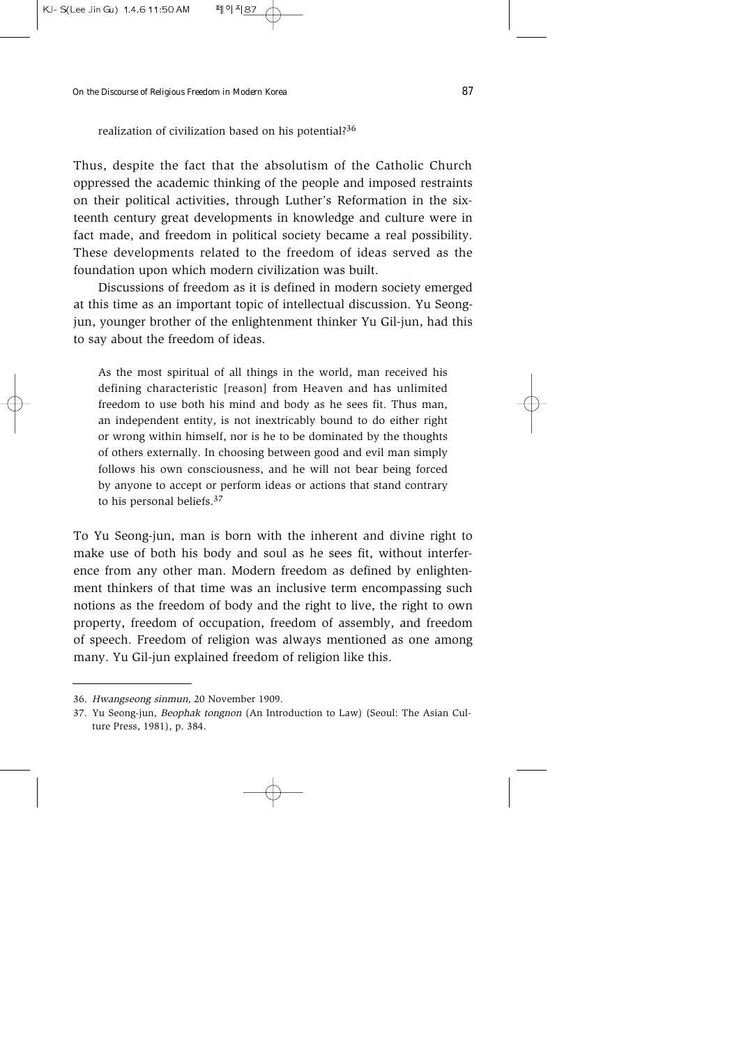realization of civilization based on his potential?[36]

Thus, despite the fact that the absolutism of the Catholic Church oppressed the academic thinking of the people and imposed restraints on their political activities, through Luther's Reformation in the sixteenth century great developments in knowledge and culture were in fact made, and freedom in political society became a real possibility. These developments related to the freedom of ideas served as the foundation upon which modern civilization was built.

Discussions of freedom as it is defined in modern society emerged at this time as an important topic of intellectual discussion. Yu Seong-jun, younger brother of the enlightenment thinker Yu Gil-jun, had this to say about the freedom of ideas.

> As the most spiritual of all things in the world, man received his defining characteristic [reason] from Heaven and has unlimited freedom to use both his mind and body as he sees fit. Thus man, an independent entity, is not inextricably bound to do either right or wrong within himself, nor is he to be dominated by the thoughts of others externally. In choosing between good and evil man simply follows his own consciousness, and he will not bear being forced by anyone to accept or perform ideas or actions that stand contrary to his personal beliefs.[37]

To Yu Seong-jun, man is born with the inherent and divine right to make use of both his body and soul as he sees fit, without interference from any other man. Modern freedom as defined by enlightenment thinkers of that time was an inclusive term encompassing such notions as the freedom of body and the right to live, the right to own property, freedom of occupation, freedom of assembly, and freedom of speech. Freedom of religion was always mentioned as one among many. Yu Gil-jun explained freedom of religion like this.

---

36. *Hwangseong sinmun*, 20 November 1909.

37. Yu Seong-jun, *Beophak tongnon* (An Introduction to Law) (Seoul: The Asian Culture Press, 1981), p. 384.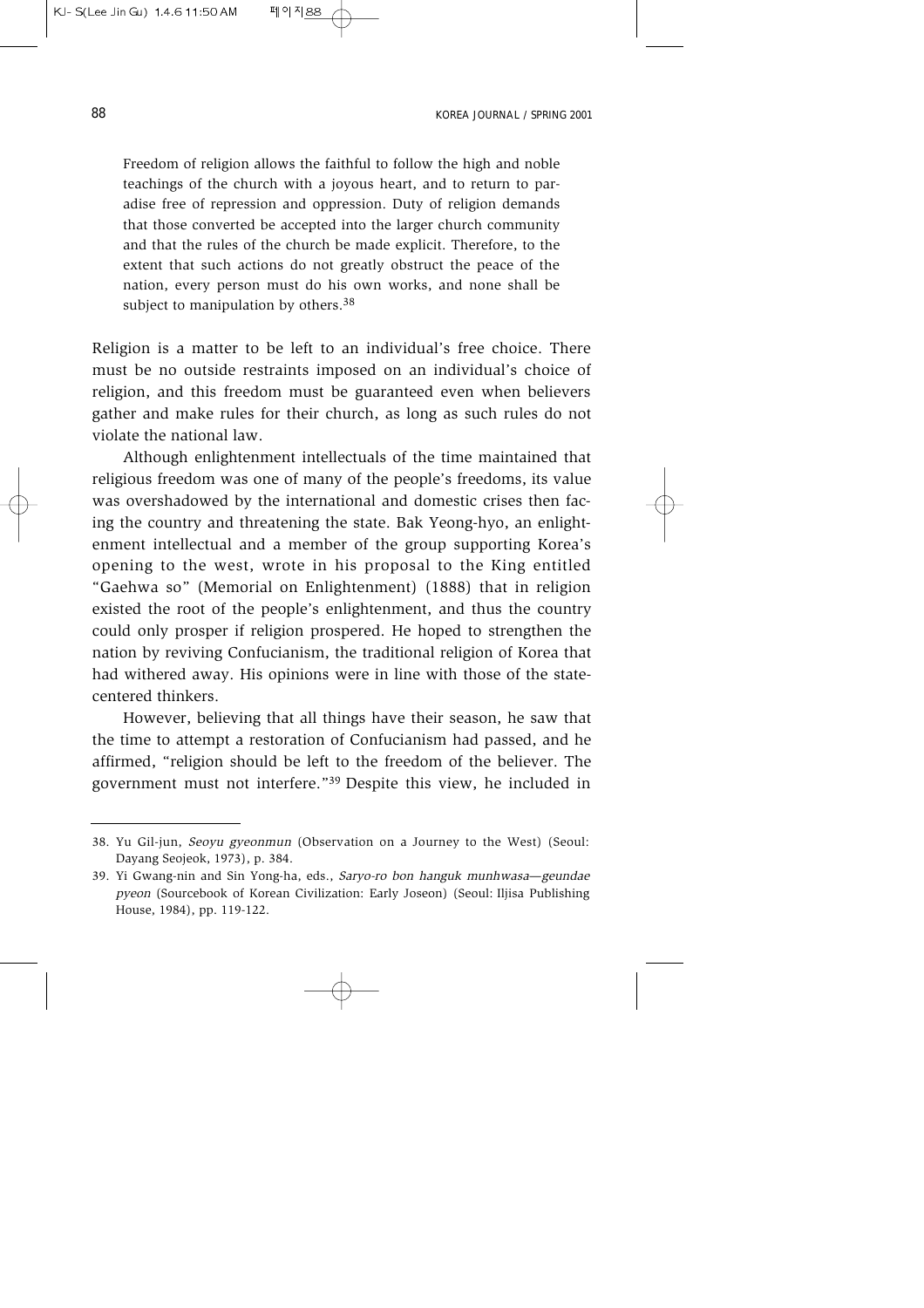> Freedom of religion allows the faithful to follow the high and noble teachings of the church with a joyous heart, and to return to paradise free of repression and oppression. Duty of religion demands that those converted be accepted into the larger church community and that the rules of the church be made explicit. Therefore, to the extent that such actions do not greatly obstruct the peace of the nation, every person must do his own works, and none shall be subject to manipulation by others.[38]

Religion is a matter to be left to an individual's free choice. There must be no outside restraints imposed on an individual's choice of religion, and this freedom must be guaranteed even when believers gather and make rules for their church, as long as such rules do not violate the national law.

Although enlightenment intellectuals of the time maintained that religious freedom was one of many of the people's freedoms, its value was overshadowed by the international and domestic crises then facing the country and threatening the state. Bak Yeong-hyo, an enlightenment intellectual and a member of the group supporting Korea's opening to the west, wrote in his proposal to the King entitled "Gaehwa so" (Memorial on Enlightenment) (1888) that in religion existed the root of the people's enlightenment, and thus the country could only prosper if religion prospered. He hoped to strengthen the nation by reviving Confucianism, the traditional religion of Korea that had withered away. His opinions were in line with those of the state-centered thinkers.

However, believing that all things have their season, he saw that the time to attempt a restoration of Confucianism had passed, and he affirmed, "religion should be left to the freedom of the believer. The government must not interfere."[39] Despite this view, he included in

---

38. Yu Gil-jun, *Seoyu gyeonmun* (Observation on a Journey to the West) (Seoul: Dayang Seojeok, 1973), p. 384.

39. Yi Gwang-nin and Sin Yong-ha, eds., *Saryo-ro bon hanguk munhwasa—geundae pyeon* (Sourcebook of Korean Civilization: Early Joseon) (Seoul: Iljisa Publishing House, 1984), pp. 119-122.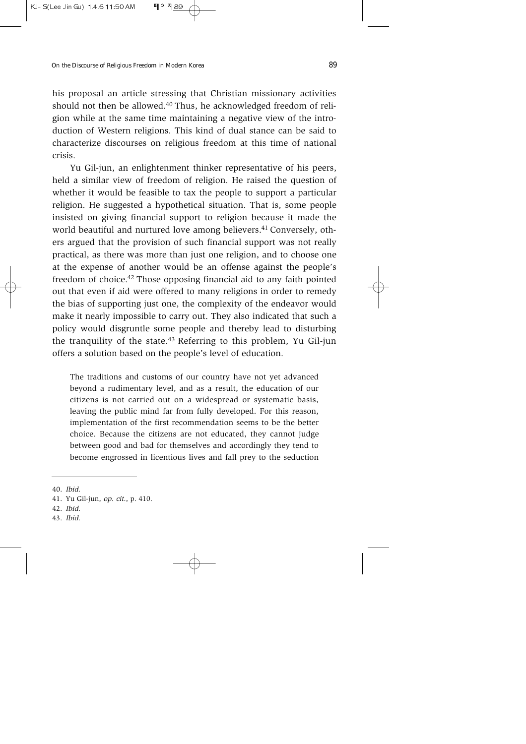his proposal an article stressing that Christian missionary activities should not then be allowed.[40] Thus, he acknowledged freedom of religion while at the same time maintaining a negative view of the introduction of Western religions. This kind of dual stance can be said to characterize discourses on religious freedom at this time of national crisis.

Yu Gil-jun, an enlightenment thinker representative of his peers, held a similar view of freedom of religion. He raised the question of whether it would be feasible to tax the people to support a particular religion. He suggested a hypothetical situation. That is, some people insisted on giving financial support to religion because it made the world beautiful and nurtured love among believers.[41] Conversely, others argued that the provision of such financial support was not really practical, as there was more than just one religion, and to choose one at the expense of another would be an offense against the people's freedom of choice.[42] Those opposing financial aid to any faith pointed out that even if aid were offered to many religions in order to remedy the bias of supporting just one, the complexity of the endeavor would make it nearly impossible to carry out. They also indicated that such a policy would disgruntle some people and thereby lead to disturbing the tranquility of the state.[43] Referring to this problem, Yu Gil-jun offers a solution based on the people's level of education.

> The traditions and customs of our country have not yet advanced beyond a rudimentary level, and as a result, the education of our citizens is not carried out on a widespread or systematic basis, leaving the public mind far from fully developed. For this reason, implementation of the first recommendation seems to be the better choice. Because the citizens are not educated, they cannot judge between good and bad for themselves and accordingly they tend to become engrossed in licentious lives and fall prey to the seduction

---

40. *Ibid.*
41. Yu Gil-jun, *op. cit.*, p. 410.
42. *Ibid.*
43. *Ibid.*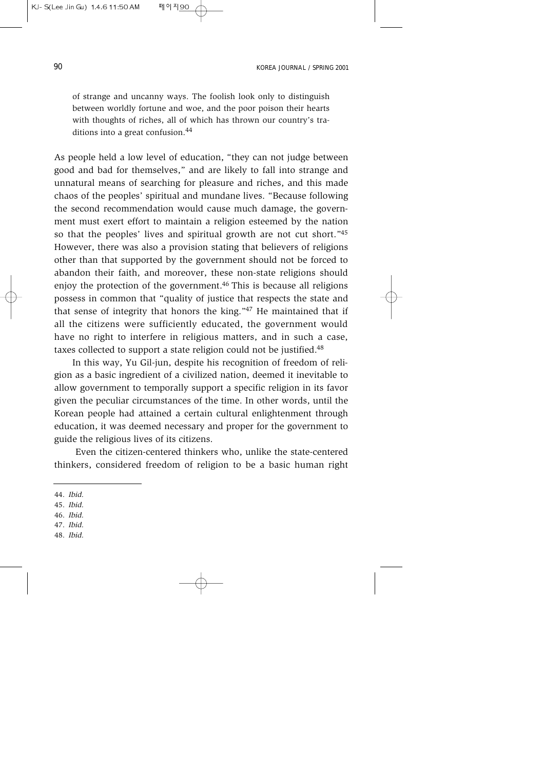> of strange and uncanny ways. The foolish look only to distinguish between worldly fortune and woe, and the poor poison their hearts with thoughts of riches, all of which has thrown our country's traditions into a great confusion.[44]

As people held a low level of education, "they can not judge between good and bad for themselves," and are likely to fall into strange and unnatural means of searching for pleasure and riches, and this made chaos of the peoples' spiritual and mundane lives. "Because following the second recommendation would cause much damage, the government must exert effort to maintain a religion esteemed by the nation so that the peoples' lives and spiritual growth are not cut short."[45] However, there was also a provision stating that believers of religions other than that supported by the government should not be forced to abandon their faith, and moreover, these non-state religions should enjoy the protection of the government.[46] This is because all religions possess in common that "quality of justice that respects the state and that sense of integrity that honors the king."[47] He maintained that if all the citizens were sufficiently educated, the government would have no right to interfere in religious matters, and in such a case, taxes collected to support a state religion could not be justified.[48]

In this way, Yu Gil-jun, despite his recognition of freedom of religion as a basic ingredient of a civilized nation, deemed it inevitable to allow government to temporally support a specific religion in its favor given the peculiar circumstances of the time. In other words, until the Korean people had attained a certain cultural enlightenment through education, it was deemed necessary and proper for the government to guide the religious lives of its citizens.

Even the citizen-centered thinkers who, unlike the state-centered thinkers, considered freedom of religion to be a basic human right

---

44. *Ibid.*
45. *Ibid.*
46. *Ibid.*
47. *Ibid.*
48. *Ibid.*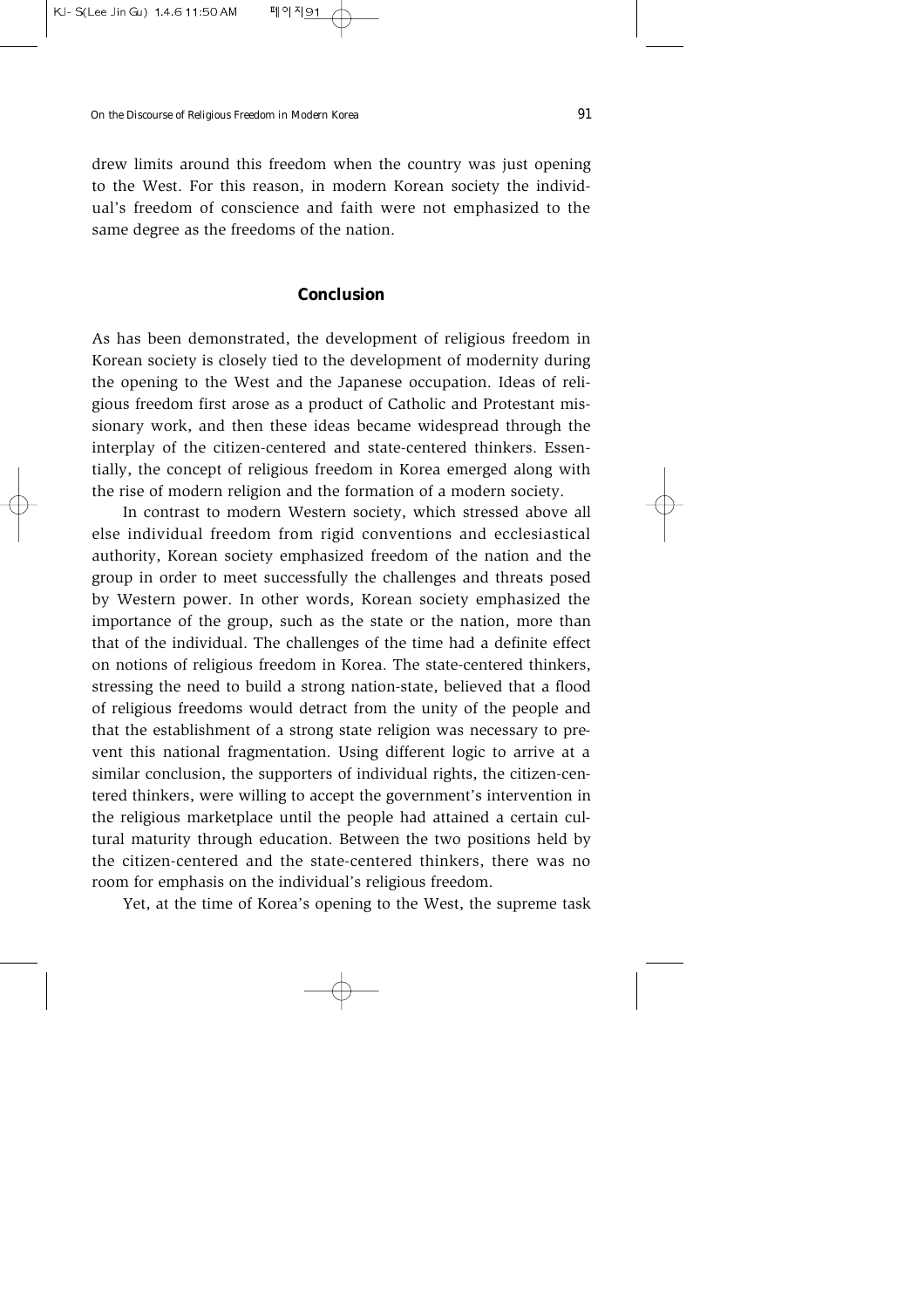drew limits around this freedom when the country was just opening to the West. For this reason, in modern Korean society the individual's freedom of conscience and faith were not emphasized to the same degree as the freedoms of the nation.

## Conclusion

As has been demonstrated, the development of religious freedom in Korean society is closely tied to the development of modernity during the opening to the West and the Japanese occupation. Ideas of religious freedom first arose as a product of Catholic and Protestant missionary work, and then these ideas became widespread through the interplay of the citizen-centered and state-centered thinkers. Essentially, the concept of religious freedom in Korea emerged along with the rise of modern religion and the formation of a modern society.

In contrast to modern Western society, which stressed above all else individual freedom from rigid conventions and ecclesiastical authority, Korean society emphasized freedom of the nation and the group in order to meet successfully the challenges and threats posed by Western power. In other words, Korean society emphasized the importance of the group, such as the state or the nation, more than that of the individual. The challenges of the time had a definite effect on notions of religious freedom in Korea. The state-centered thinkers, stressing the need to build a strong nation-state, believed that a flood of religious freedoms would detract from the unity of the people and that the establishment of a strong state religion was necessary to prevent this national fragmentation. Using different logic to arrive at a similar conclusion, the supporters of individual rights, the citizen-centered thinkers, were willing to accept the government's intervention in the religious marketplace until the people had attained a certain cultural maturity through education. Between the two positions held by the citizen-centered and the state-centered thinkers, there was no room for emphasis on the individual's religious freedom.

Yet, at the time of Korea's opening to the West, the supreme task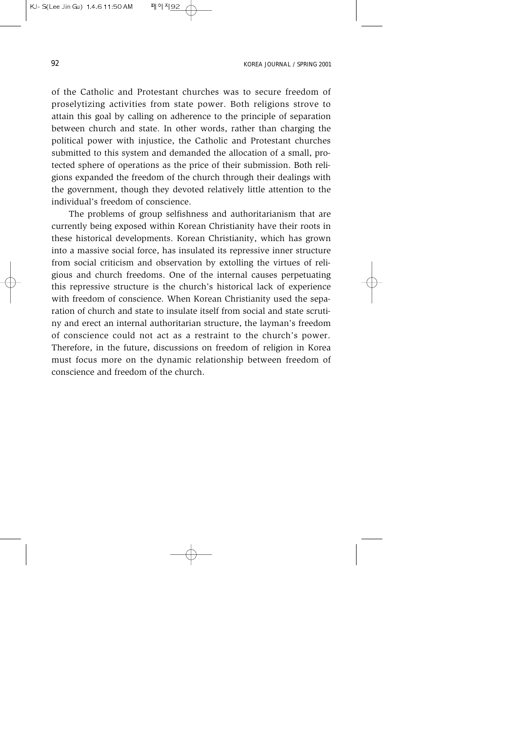of the Catholic and Protestant churches was to secure freedom of proselytizing activities from state power. Both religions strove to attain this goal by calling on adherence to the principle of separation between church and state. In other words, rather than charging the political power with injustice, the Catholic and Protestant churches submitted to this system and demanded the allocation of a small, protected sphere of operations as the price of their submission. Both religions expanded the freedom of the church through their dealings with the government, though they devoted relatively little attention to the individual's freedom of conscience.

The problems of group selfishness and authoritarianism that are currently being exposed within Korean Christianity have their roots in these historical developments. Korean Christianity, which has grown into a massive social force, has insulated its repressive inner structure from social criticism and observation by extolling the virtues of religious and church freedoms. One of the internal causes perpetuating this repressive structure is the church's historical lack of experience with freedom of conscience. When Korean Christianity used the separation of church and state to insulate itself from social and state scrutiny and erect an internal authoritarian structure, the layman's freedom of conscience could not act as a restraint to the church's power. Therefore, in the future, discussions on freedom of religion in Korea must focus more on the dynamic relationship between freedom of conscience and freedom of the church.